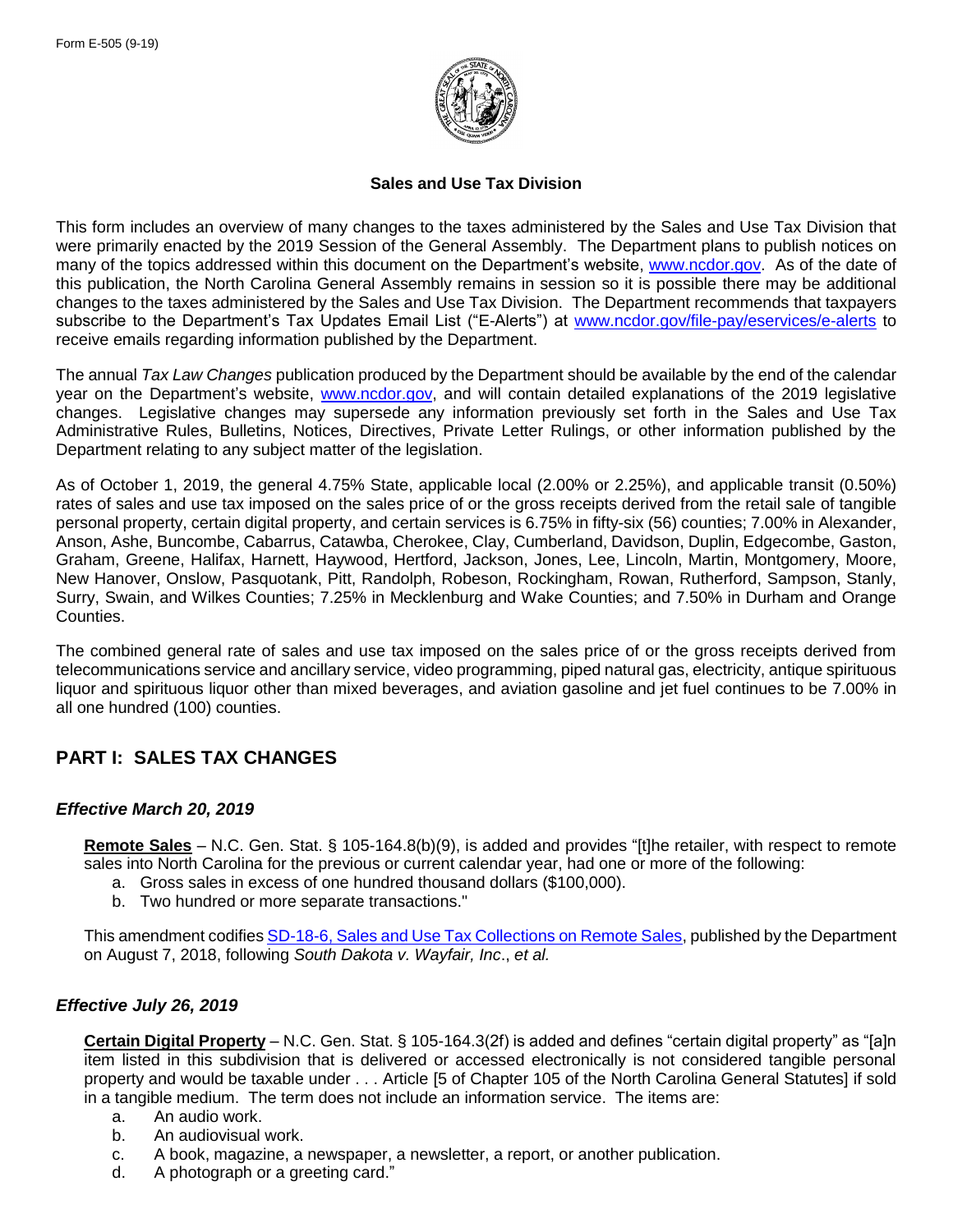Form E-505 (9-19)

**Sales and Use Tax Division**

This form includes an overview of many changes to the taxes administered by the Sales and Use Tax Division that were primarily enacted by the 2019 Session of the General Assembly. The Department plans to publish notices on many of the topics addressed within this document on the Department's website, www.ncdor.gov. As of the date of this publication, the North Carolina General Assembly remains in session so it is possible there may be additional changes to the taxes administered by the Sales and Use Tax Division. The Department recommends that taxpayers subscribe to the Department's Tax Updates Email List ("E-Alerts") at www.ncdor.gov/file-pay/eservices/e-alerts to receive emails regarding information published by the Department.

The annual *Tax Law Changes* publication produced by the Department should be available by the end of the calendar year on the Department's website, www.ncdor.gov, and will contain detailed explanations of the 2019 legislative changes. Legislative changes may supersede any information previously set forth in the Sales and Use Tax Administrative Rules, Bulletins, Notices, Directives, Private Letter Rulings, or other information published by the Department relating to any subject matter of the legislation.

As of October 1, 2019, the general 4.75% State, applicable local (2.00% or 2.25%), and applicable transit (0.50%) rates of sales and use tax imposed on the sales price of or the gross receipts derived from the retail sale of tangible personal property, certain digital property, and certain services is 6.75% in fifty-six (56) counties; 7.00% in Alexander, Anson, Ashe, Buncombe, Cabarrus, Catawba, Cherokee, Clay, Cumberland, Davidson, Duplin, Edgecombe, Gaston, Graham, Greene, Halifax, Harnett, Haywood, Hertford, Jackson, Jones, Lee, Lincoln, Martin, Montgomery, Moore, New Hanover, Onslow, Pasquotank, Pitt, Randolph, Robeson, Rockingham, Rowan, Rutherford, Sampson, Stanly, Surry, Swain, and Wilkes Counties; 7.25% in Mecklenburg and Wake Counties; and 7.50% in Durham and Orange Counties.

The combined general rate of sales and use tax imposed on the sales price of or the gross receipts derived from telecommunications service and ancillary service, video programming, piped natural gas, electricity, antique spirituous liquor and spirituous liquor other than mixed beverages, and aviation gasoline and jet fuel continues to be 7.00% in all one hundred (100) counties.

## PART I: SALES TAX CHANGES

### *Effective March 20, 2019*

**Remote Sales** – N.C. Gen. Stat. § 105-164.8(b)(9), is added and provides "[t]he retailer, with respect to remote sales into North Carolina for the previous or current calendar year, had one or more of the following:

a. Gross sales in excess of one hundred thousand dollars ($100,000).
b. Two hundred or more separate transactions."

This amendment codifies SD-18-6, Sales and Use Tax Collections on Remote Sales, published by the Department on August 7, 2018, following *South Dakota v. Wayfair, Inc*., *et al.*

### *Effective July 26, 2019*

**Certain Digital Property** – N.C. Gen. Stat. § 105-164.3(2f) is added and defines "certain digital property" as "[a]n item listed in this subdivision that is delivered or accessed electronically is not considered tangible personal property and would be taxable under . . . Article [5 of Chapter 105 of the North Carolina General Statutes] if sold in a tangible medium. The term does not include an information service. The items are:

a. An audio work.
b. An audiovisual work.
c. A book, magazine, a newspaper, a newsletter, a report, or another publication.
d. A photograph or a greeting card."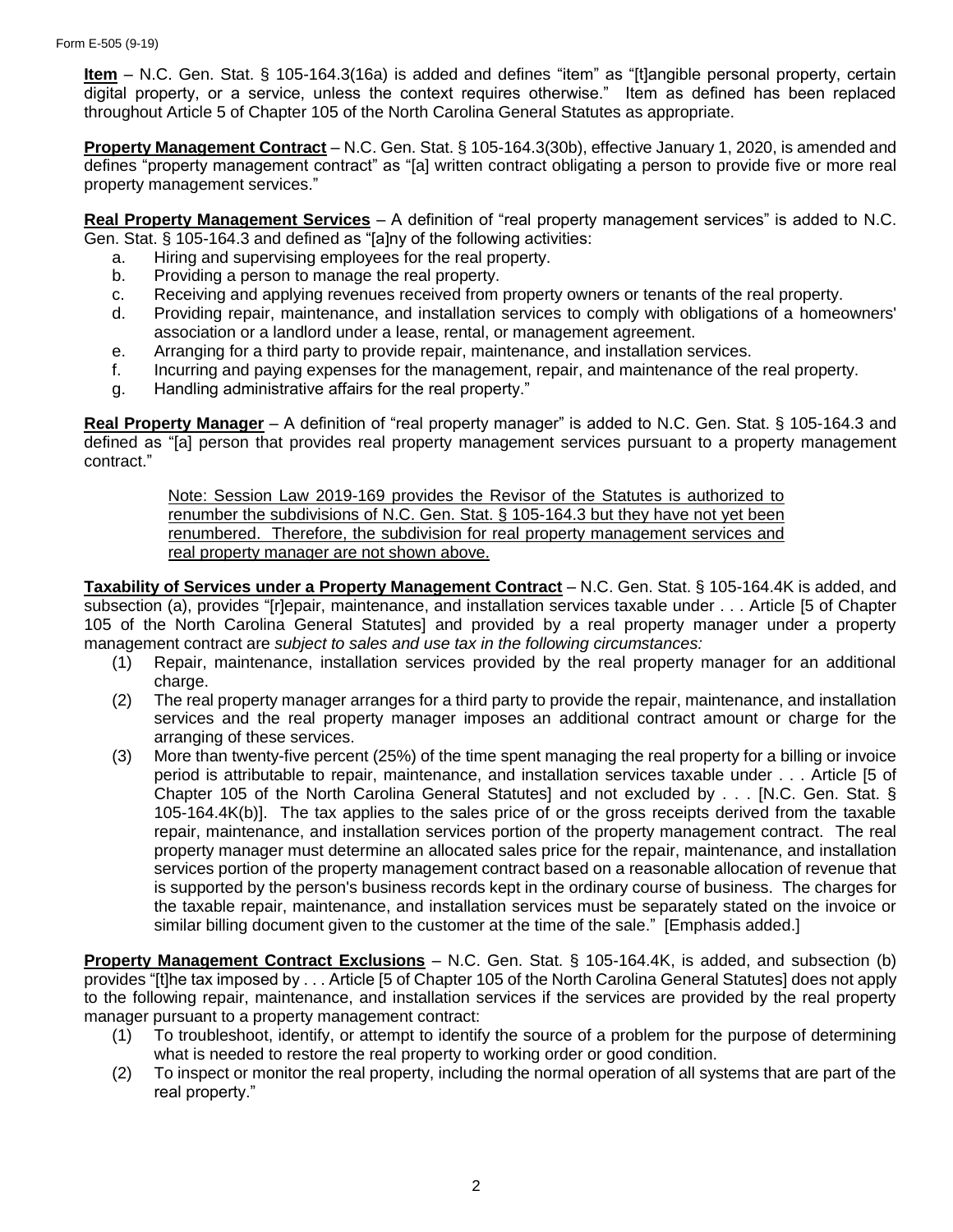**Item** – N.C. Gen. Stat. § 105-164.3(16a) is added and defines "item" as "[t]angible personal property, certain digital property, or a service, unless the context requires otherwise." Item as defined has been replaced throughout Article 5 of Chapter 105 of the North Carolina General Statutes as appropriate.

**Property Management Contract** – N.C. Gen. Stat. § 105-164.3(30b), effective January 1, 2020, is amended and defines "property management contract" as "[a] written contract obligating a person to provide five or more real property management services."

**Real Property Management Services** – A definition of "real property management services" is added to N.C. Gen. Stat. § 105-164.3 and defined as "[a]ny of the following activities:

a. Hiring and supervising employees for the real property.
b. Providing a person to manage the real property.
c. Receiving and applying revenues received from property owners or tenants of the real property.
d. Providing repair, maintenance, and installation services to comply with obligations of a homeowners' association or a landlord under a lease, rental, or management agreement.
e. Arranging for a third party to provide repair, maintenance, and installation services.
f. Incurring and paying expenses for the management, repair, and maintenance of the real property.
g. Handling administrative affairs for the real property."

**Real Property Manager** – A definition of "real property manager" is added to N.C. Gen. Stat. § 105-164.3 and defined as "[a] person that provides real property management services pursuant to a property management contract."

> Note: Session Law 2019-169 provides the Revisor of the Statutes is authorized to renumber the subdivisions of N.C. Gen. Stat. § 105-164.3 but they have not yet been renumbered. Therefore, the subdivision for real property management services and real property manager are not shown above.

**Taxability of Services under a Property Management Contract** – N.C. Gen. Stat. § 105-164.4K is added, and subsection (a), provides "[r]epair, maintenance, and installation services taxable under . . . Article [5 of Chapter 105 of the North Carolina General Statutes] and provided by a real property manager under a property management contract are *subject to sales and use tax in the following circumstances:*

(1) Repair, maintenance, installation services provided by the real property manager for an additional charge.

(2) The real property manager arranges for a third party to provide the repair, maintenance, and installation services and the real property manager imposes an additional contract amount or charge for the arranging of these services.

(3) More than twenty-five percent (25%) of the time spent managing the real property for a billing or invoice period is attributable to repair, maintenance, and installation services taxable under . . . Article [5 of Chapter 105 of the North Carolina General Statutes] and not excluded by . . . [N.C. Gen. Stat. § 105-164.4K(b)]. The tax applies to the sales price of or the gross receipts derived from the taxable repair, maintenance, and installation services portion of the property management contract. The real property manager must determine an allocated sales price for the repair, maintenance, and installation services portion of the property management contract based on a reasonable allocation of revenue that is supported by the person's business records kept in the ordinary course of business. The charges for the taxable repair, maintenance, and installation services must be separately stated on the invoice or similar billing document given to the customer at the time of the sale." [Emphasis added.]

**Property Management Contract Exclusions** – N.C. Gen. Stat. § 105-164.4K, is added, and subsection (b) provides "[t]he tax imposed by . . . Article [5 of Chapter 105 of the North Carolina General Statutes] does not apply to the following repair, maintenance, and installation services if the services are provided by the real property manager pursuant to a property management contract:

(1) To troubleshoot, identify, or attempt to identify the source of a problem for the purpose of determining what is needed to restore the real property to working order or good condition.

(2) To inspect or monitor the real property, including the normal operation of all systems that are part of the real property."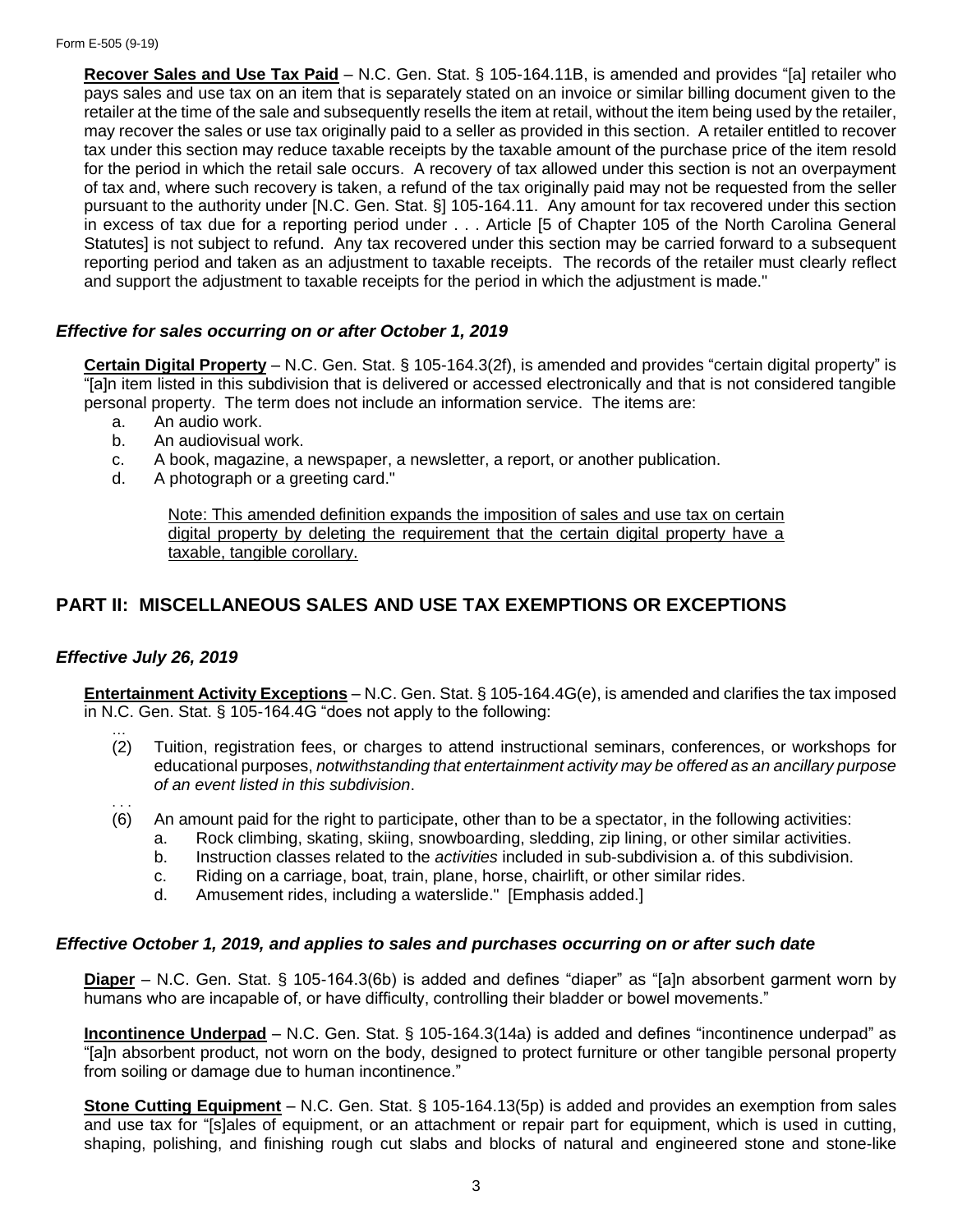**Recover Sales and Use Tax Paid** – N.C. Gen. Stat. § 105-164.11B, is amended and provides "[a] retailer who pays sales and use tax on an item that is separately stated on an invoice or similar billing document given to the retailer at the time of the sale and subsequently resells the item at retail, without the item being used by the retailer, may recover the sales or use tax originally paid to a seller as provided in this section. A retailer entitled to recover tax under this section may reduce taxable receipts by the taxable amount of the purchase price of the item resold for the period in which the retail sale occurs. A recovery of tax allowed under this section is not an overpayment of tax and, where such recovery is taken, a refund of the tax originally paid may not be requested from the seller pursuant to the authority under [N.C. Gen. Stat. §] 105-164.11. Any amount for tax recovered under this section in excess of tax due for a reporting period under . . . Article [5 of Chapter 105 of the North Carolina General Statutes] is not subject to refund. Any tax recovered under this section may be carried forward to a subsequent reporting period and taken as an adjustment to taxable receipts. The records of the retailer must clearly reflect and support the adjustment to taxable receipts for the period in which the adjustment is made."

### *Effective for sales occurring on or after October 1, 2019*

**Certain Digital Property** – N.C. Gen. Stat. § 105-164.3(2f), is amended and provides "certain digital property" is "[a]n item listed in this subdivision that is delivered or accessed electronically and that is not considered tangible personal property. The term does not include an information service. The items are:

a. An audio work.
b. An audiovisual work.
c. A book, magazine, a newspaper, a newsletter, a report, or another publication.
d. A photograph or a greeting card."

> Note: This amended definition expands the imposition of sales and use tax on certain digital property by deleting the requirement that the certain digital property have a taxable, tangible corollary.

## PART II: MISCELLANEOUS SALES AND USE TAX EXEMPTIONS OR EXCEPTIONS

### *Effective July 26, 2019*

**Entertainment Activity Exceptions** – N.C. Gen. Stat. § 105-164.4G(e), is amended and clarifies the tax imposed in N.C. Gen. Stat. § 105-164.4G "does not apply to the following:

...

(2) Tuition, registration fees, or charges to attend instructional seminars, conferences, or workshops for educational purposes, *notwithstanding that entertainment activity may be offered as an ancillary purpose of an event listed in this subdivision*.

. . .

(6) An amount paid for the right to participate, other than to be a spectator, in the following activities:
  a. Rock climbing, skating, skiing, snowboarding, sledding, zip lining, or other similar activities.
  b. Instruction classes related to the *activities* included in sub-subdivision a. of this subdivision.
  c. Riding on a carriage, boat, train, plane, horse, chairlift, or other similar rides.
  d. Amusement rides, including a waterslide." [Emphasis added.]

### *Effective October 1, 2019, and applies to sales and purchases occurring on or after such date*

**Diaper** – N.C. Gen. Stat. § 105-164.3(6b) is added and defines "diaper" as "[a]n absorbent garment worn by humans who are incapable of, or have difficulty, controlling their bladder or bowel movements."

**Incontinence Underpad** – N.C. Gen. Stat. § 105-164.3(14a) is added and defines "incontinence underpad" as "[a]n absorbent product, not worn on the body, designed to protect furniture or other tangible personal property from soiling or damage due to human incontinence."

**Stone Cutting Equipment** – N.C. Gen. Stat. § 105-164.13(5p) is added and provides an exemption from sales and use tax for "[s]ales of equipment, or an attachment or repair part for equipment, which is used in cutting, shaping, polishing, and finishing rough cut slabs and blocks of natural and engineered stone and stone-like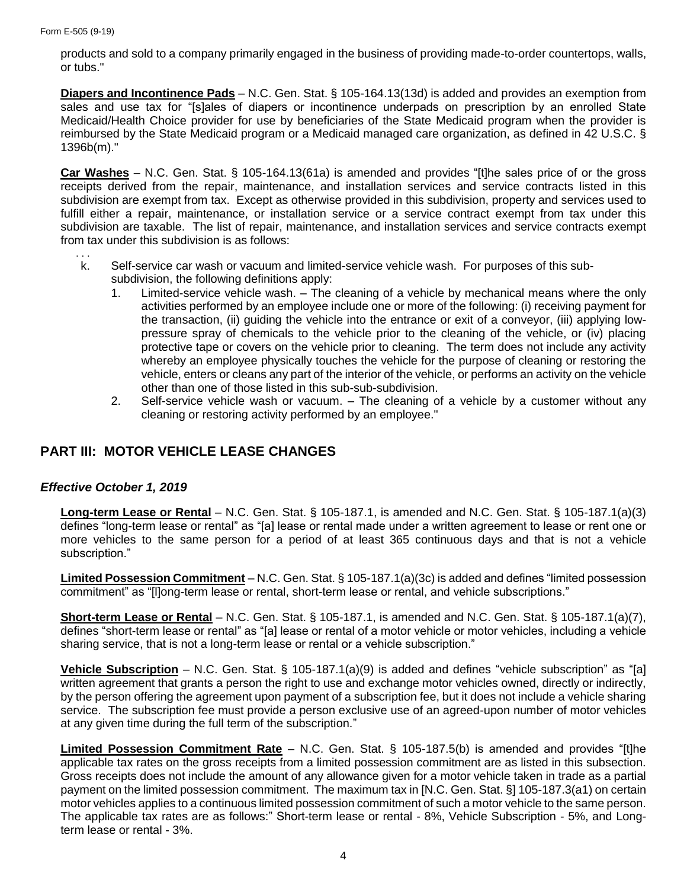products and sold to a company primarily engaged in the business of providing made-to-order countertops, walls, or tubs."

**Diapers and Incontinence Pads** – N.C. Gen. Stat. § 105-164.13(13d) is added and provides an exemption from sales and use tax for "[s]ales of diapers or incontinence underpads on prescription by an enrolled State Medicaid/Health Choice provider for use by beneficiaries of the State Medicaid program when the provider is reimbursed by the State Medicaid program or a Medicaid managed care organization, as defined in 42 U.S.C. § 1396b(m)."

**Car Washes** – N.C. Gen. Stat. § 105-164.13(61a) is amended and provides "[t]he sales price of or the gross receipts derived from the repair, maintenance, and installation services and service contracts listed in this subdivision are exempt from tax. Except as otherwise provided in this subdivision, property and services used to fulfill either a repair, maintenance, or installation service or a service contract exempt from tax under this subdivision are taxable. The list of repair, maintenance, and installation services and service contracts exempt from tax under this subdivision is as follows:

. . .

k. Self-service car wash or vacuum and limited-service vehicle wash. For purposes of this sub-subdivision, the following definitions apply:
   1. Limited-service vehicle wash. – The cleaning of a vehicle by mechanical means where the only activities performed by an employee include one or more of the following: (i) receiving payment for the transaction, (ii) guiding the vehicle into the entrance or exit of a conveyor, (iii) applying low-pressure spray of chemicals to the vehicle prior to the cleaning of the vehicle, or (iv) placing protective tape or covers on the vehicle prior to cleaning. The term does not include any activity whereby an employee physically touches the vehicle for the purpose of cleaning or restoring the vehicle, enters or cleans any part of the interior of the vehicle, or performs an activity on the vehicle other than one of those listed in this sub-sub-subdivision.
   2. Self-service vehicle wash or vacuum. – The cleaning of a vehicle by a customer without any cleaning or restoring activity performed by an employee."

## PART III: MOTOR VEHICLE LEASE CHANGES

### *Effective October 1, 2019*

**Long-term Lease or Rental** – N.C. Gen. Stat. § 105-187.1, is amended and N.C. Gen. Stat. § 105-187.1(a)(3) defines "long-term lease or rental" as "[a] lease or rental made under a written agreement to lease or rent one or more vehicles to the same person for a period of at least 365 continuous days and that is not a vehicle subscription."

**Limited Possession Commitment** – N.C. Gen. Stat. § 105-187.1(a)(3c) is added and defines "limited possession commitment" as "[l]ong-term lease or rental, short-term lease or rental, and vehicle subscriptions."

**Short-term Lease or Rental** – N.C. Gen. Stat. § 105-187.1, is amended and N.C. Gen. Stat. § 105-187.1(a)(7), defines "short-term lease or rental" as "[a] lease or rental of a motor vehicle or motor vehicles, including a vehicle sharing service, that is not a long-term lease or rental or a vehicle subscription."

**Vehicle Subscription** – N.C. Gen. Stat. § 105-187.1(a)(9) is added and defines "vehicle subscription" as "[a] written agreement that grants a person the right to use and exchange motor vehicles owned, directly or indirectly, by the person offering the agreement upon payment of a subscription fee, but it does not include a vehicle sharing service. The subscription fee must provide a person exclusive use of an agreed-upon number of motor vehicles at any given time during the full term of the subscription."

**Limited Possession Commitment Rate** – N.C. Gen. Stat. § 105-187.5(b) is amended and provides "[t]he applicable tax rates on the gross receipts from a limited possession commitment are as listed in this subsection. Gross receipts does not include the amount of any allowance given for a motor vehicle taken in trade as a partial payment on the limited possession commitment. The maximum tax in [N.C. Gen. Stat. §] 105-187.3(a1) on certain motor vehicles applies to a continuous limited possession commitment of such a motor vehicle to the same person. The applicable tax rates are as follows:" Short-term lease or rental - 8%, Vehicle Subscription - 5%, and Long-term lease or rental - 3%.